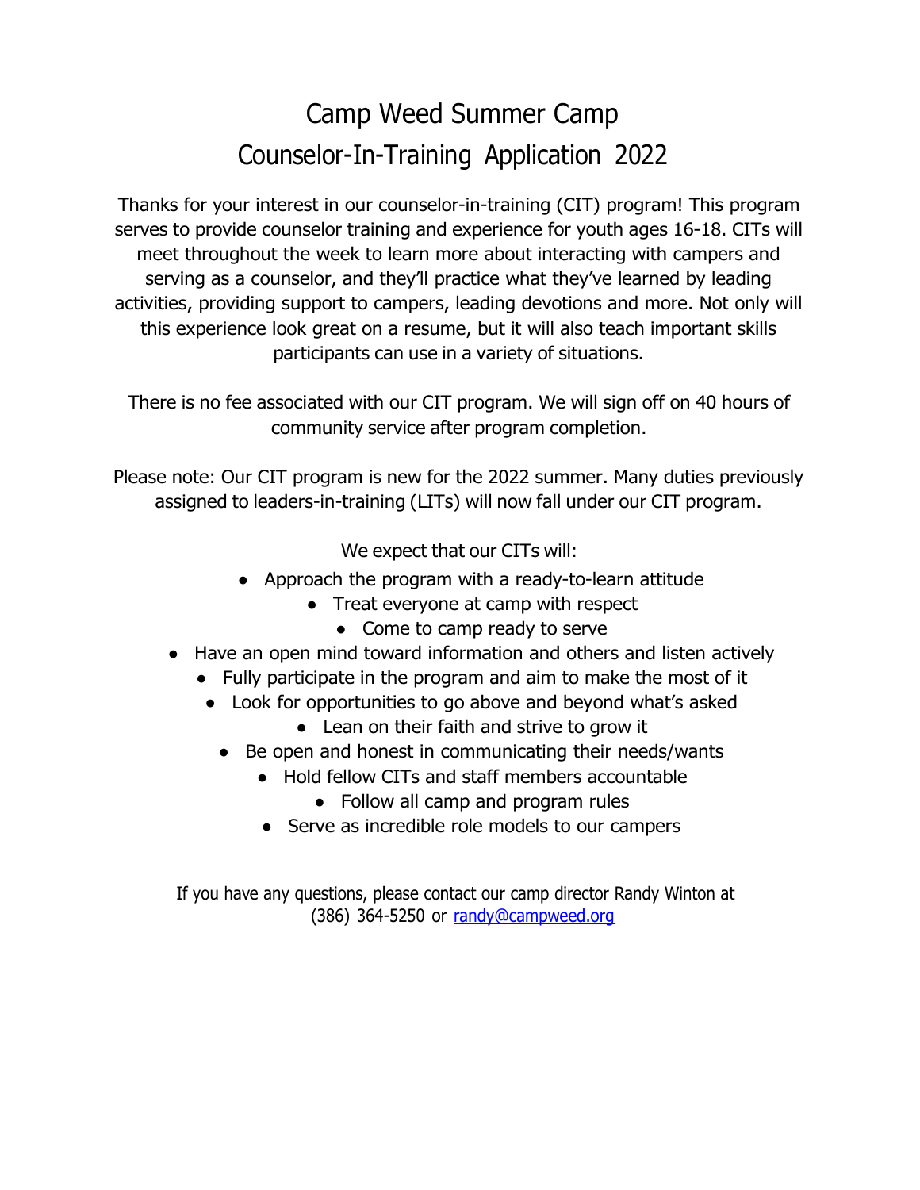# Camp Weed Summer Camp
# Counselor-In-Training Application 2022

Thanks for your interest in our counselor-in-training (CIT) program! This program serves to provide counselor training and experience for youth ages 16-18. CITs will meet throughout the week to learn more about interacting with campers and serving as a counselor, and they'll practice what they've learned by leading activities, providing support to campers, leading devotions and more. Not only will this experience look great on a resume, but it will also teach important skills participants can use in a variety of situations.

There is no fee associated with our CIT program. We will sign off on 40 hours of community service after program completion.

Please note: Our CIT program is new for the 2022 summer. Many duties previously assigned to leaders-in-training (LITs) will now fall under our CIT program.

We expect that our CITs will:

- Approach the program with a ready-to-learn attitude
- Treat everyone at camp with respect
- Come to camp ready to serve
- Have an open mind toward information and others and listen actively
- Fully participate in the program and aim to make the most of it
- Look for opportunities to go above and beyond what's asked
- Lean on their faith and strive to grow it
- Be open and honest in communicating their needs/wants
- Hold fellow CITs and staff members accountable
- Follow all camp and program rules
- Serve as incredible role models to our campers

If you have any questions, please contact our camp director Randy Winton at (386) 364-5250 or [randy@campweed.org](mailto:randy@campweed.org)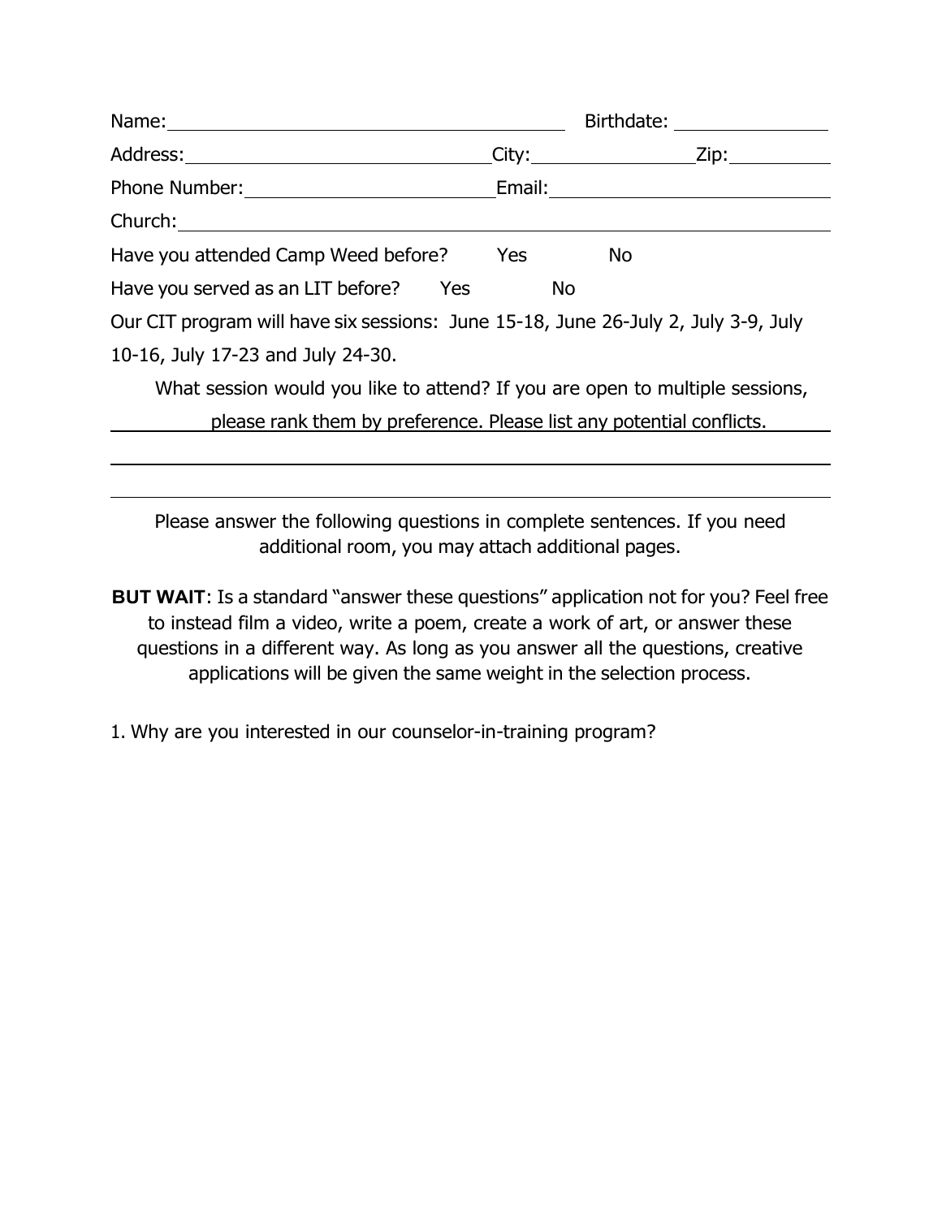Name: ______________________________ Birthdate: ______________

Address: ______________________ City: ______________ Zip: __________

Phone Number: __________________ Email: ______________________

Church: ______________________________________________________

Have you attended Camp Weed before? Yes No

Have you served as an LIT before? Yes No

Our CIT program will have six sessions: June 15-18, June 26-July 2, July 3-9, July 10-16, July 17-23 and July 24-30.

What session would you like to attend? If you are open to multiple sessions, please rank them by preference. Please list any potential conflicts.

______________________________________________________________

______________________________________________________________

Please answer the following questions in complete sentences. If you need additional room, you may attach additional pages.

**BUT WAIT**: Is a standard "answer these questions" application not for you? Feel free to instead film a video, write a poem, create a work of art, or answer these questions in a different way. As long as you answer all the questions, creative applications will be given the same weight in the selection process.

1. Why are you interested in our counselor-in-training program?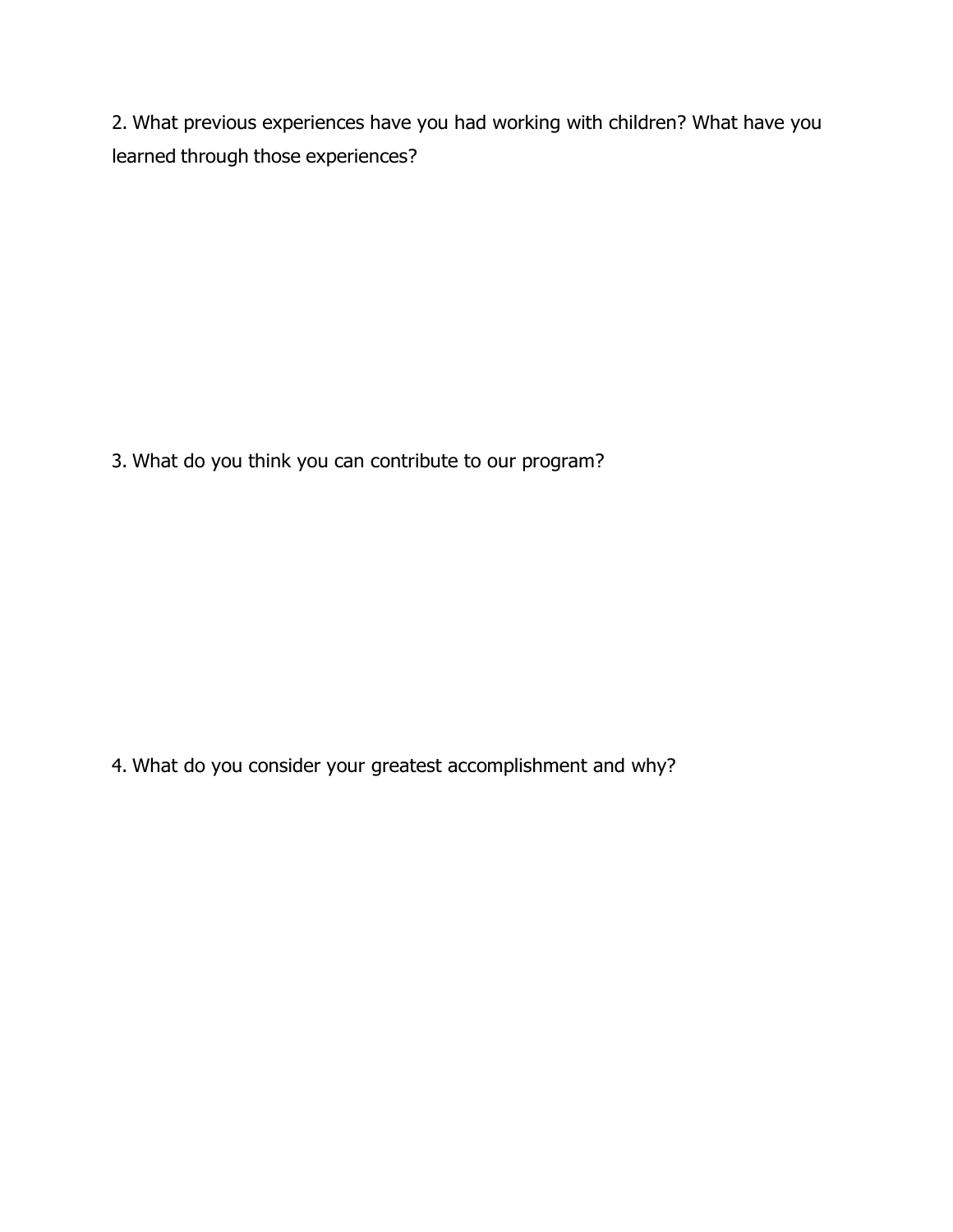2. What previous experiences have you had working with children? What have you learned through those experiences?

3. What do you think you can contribute to our program?

4. What do you consider your greatest accomplishment and why?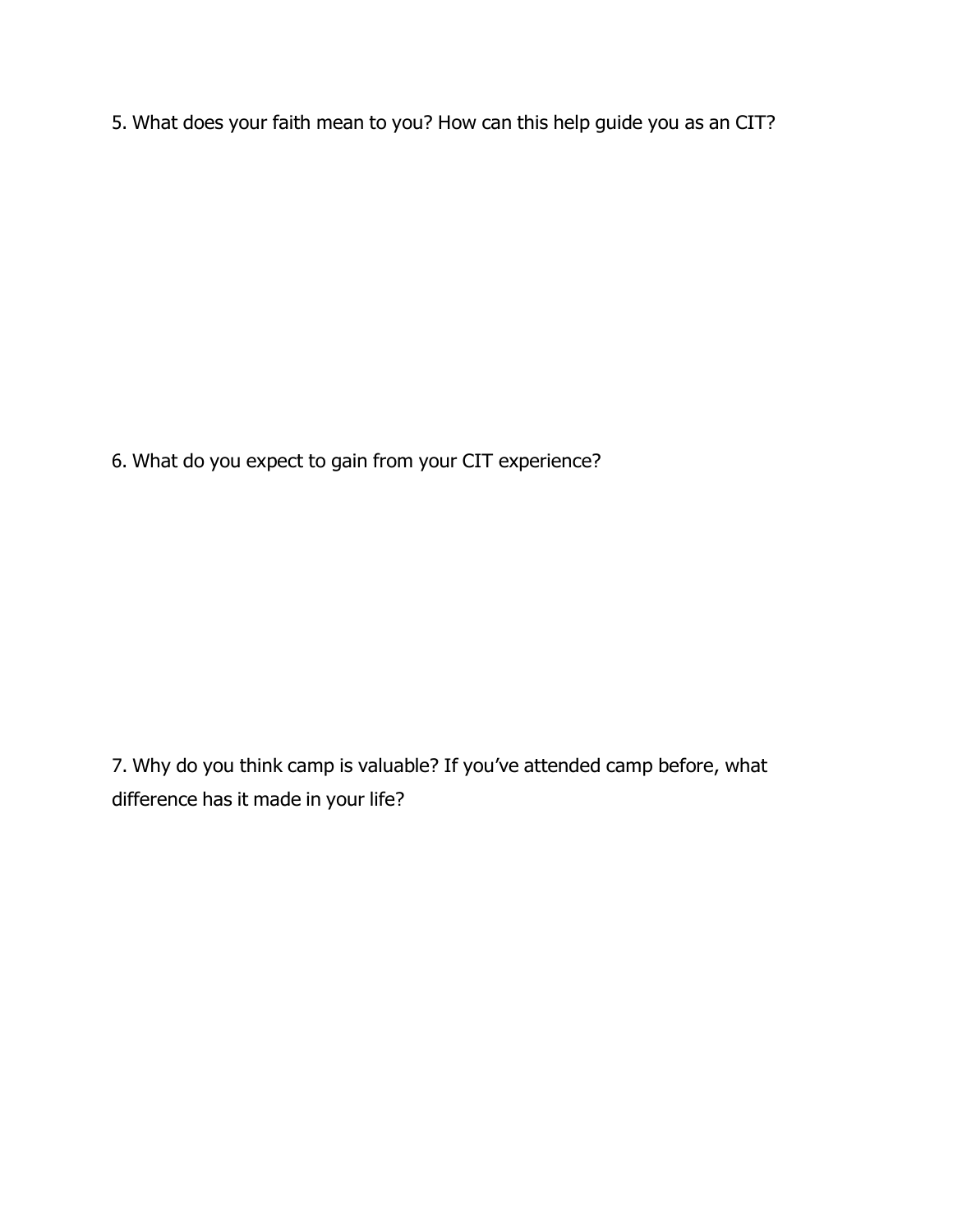5. What does your faith mean to you? How can this help guide you as an CIT?

6. What do you expect to gain from your CIT experience?

7. Why do you think camp is valuable? If you've attended camp before, what difference has it made in your life?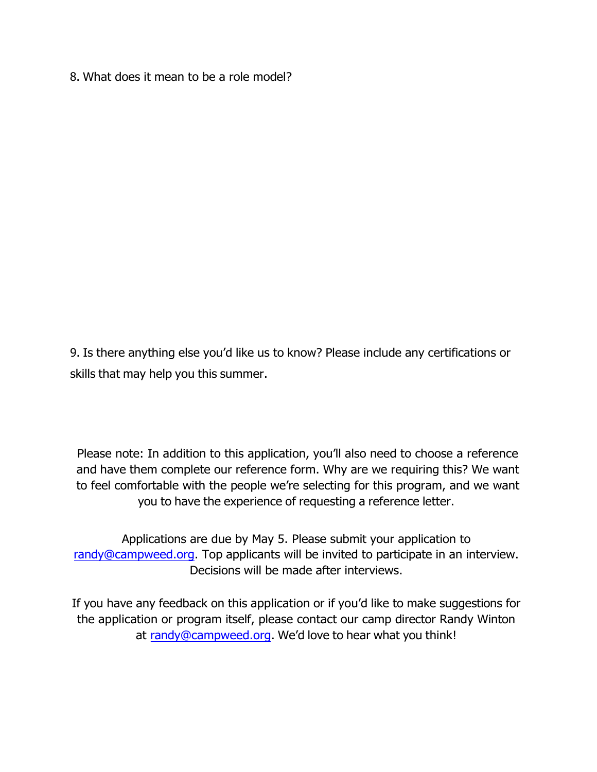8. What does it mean to be a role model?

9. Is there anything else you'd like us to know? Please include any certifications or skills that may help you this summer.

Please note: In addition to this application, you'll also need to choose a reference and have them complete our reference form. Why are we requiring this? We want to feel comfortable with the people we're selecting for this program, and we want you to have the experience of requesting a reference letter.

Applications are due by May 5. Please submit your application to [randy@campweed.org](mailto:randy@campweed.org). Top applicants will be invited to participate in an interview. Decisions will be made after interviews.

If you have any feedback on this application or if you'd like to make suggestions for the application or program itself, please contact our camp director Randy Winton at [randy@campweed.org](mailto:randy@campweed.org). We'd love to hear what you think!